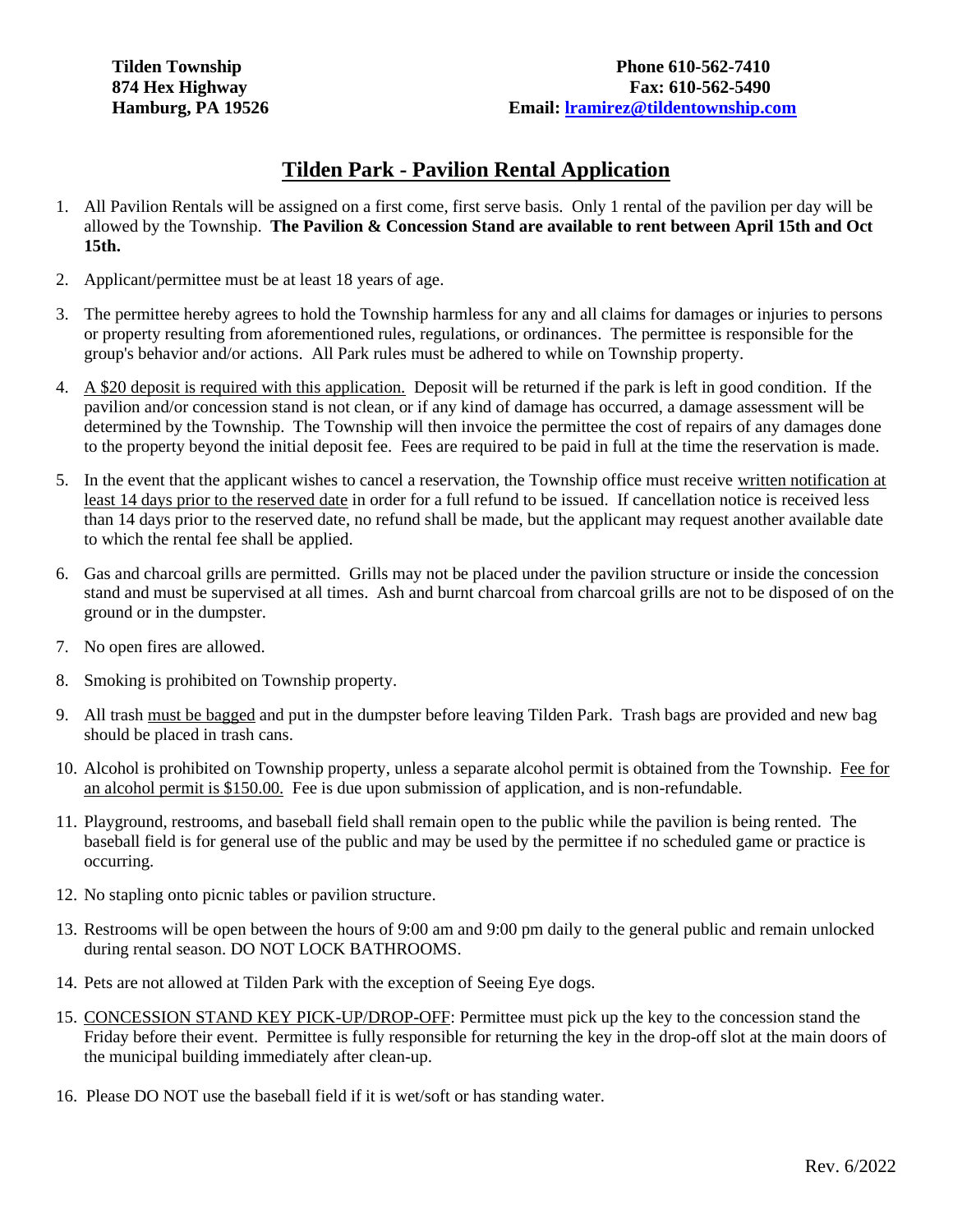**Tilden Township**
**874 Hex Highway**
**Hamburg, PA 19526**

**Phone 610-562-7410**
**Fax: 610-562-5490**
**Email: lramirez@tildentownship.com**

# Tilden Park - Pavilion Rental Application

1. All Pavilion Rentals will be assigned on a first come, first serve basis. Only 1 rental of the pavilion per day will be allowed by the Township. **The Pavilion & Concession Stand are available to rent between April 15th and Oct 15th.**
2. Applicant/permittee must be at least 18 years of age.
3. The permittee hereby agrees to hold the Township harmless for any and all claims for damages or injuries to persons or property resulting from aforementioned rules, regulations, or ordinances. The permittee is responsible for the group's behavior and/or actions. All Park rules must be adhered to while on Township property.
4. A $20 deposit is required with this application. Deposit will be returned if the park is left in good condition. If the pavilion and/or concession stand is not clean, or if any kind of damage has occurred, a damage assessment will be determined by the Township. The Township will then invoice the permittee the cost of repairs of any damages done to the property beyond the initial deposit fee. Fees are required to be paid in full at the time the reservation is made.
5. In the event that the applicant wishes to cancel a reservation, the Township office must receive written notification at least 14 days prior to the reserved date in order for a full refund to be issued. If cancellation notice is received less than 14 days prior to the reserved date, no refund shall be made, but the applicant may request another available date to which the rental fee shall be applied.
6. Gas and charcoal grills are permitted. Grills may not be placed under the pavilion structure or inside the concession stand and must be supervised at all times. Ash and burnt charcoal from charcoal grills are not to be disposed of on the ground or in the dumpster.
7. No open fires are allowed.
8. Smoking is prohibited on Township property.
9. All trash must be bagged and put in the dumpster before leaving Tilden Park. Trash bags are provided and new bag should be placed in trash cans.
10. Alcohol is prohibited on Township property, unless a separate alcohol permit is obtained from the Township. Fee for an alcohol permit is $150.00. Fee is due upon submission of application, and is non-refundable.
11. Playground, restrooms, and baseball field shall remain open to the public while the pavilion is being rented. The baseball field is for general use of the public and may be used by the permittee if no scheduled game or practice is occurring.
12. No stapling onto picnic tables or pavilion structure.
13. Restrooms will be open between the hours of 9:00 am and 9:00 pm daily to the general public and remain unlocked during rental season. DO NOT LOCK BATHROOMS.
14. Pets are not allowed at Tilden Park with the exception of Seeing Eye dogs.
15. CONCESSION STAND KEY PICK-UP/DROP-OFF: Permittee must pick up the key to the concession stand the Friday before their event. Permittee is fully responsible for returning the key in the drop-off slot at the main doors of the municipal building immediately after clean-up.
16. Please DO NOT use the baseball field if it is wet/soft or has standing water.

Rev. 6/2022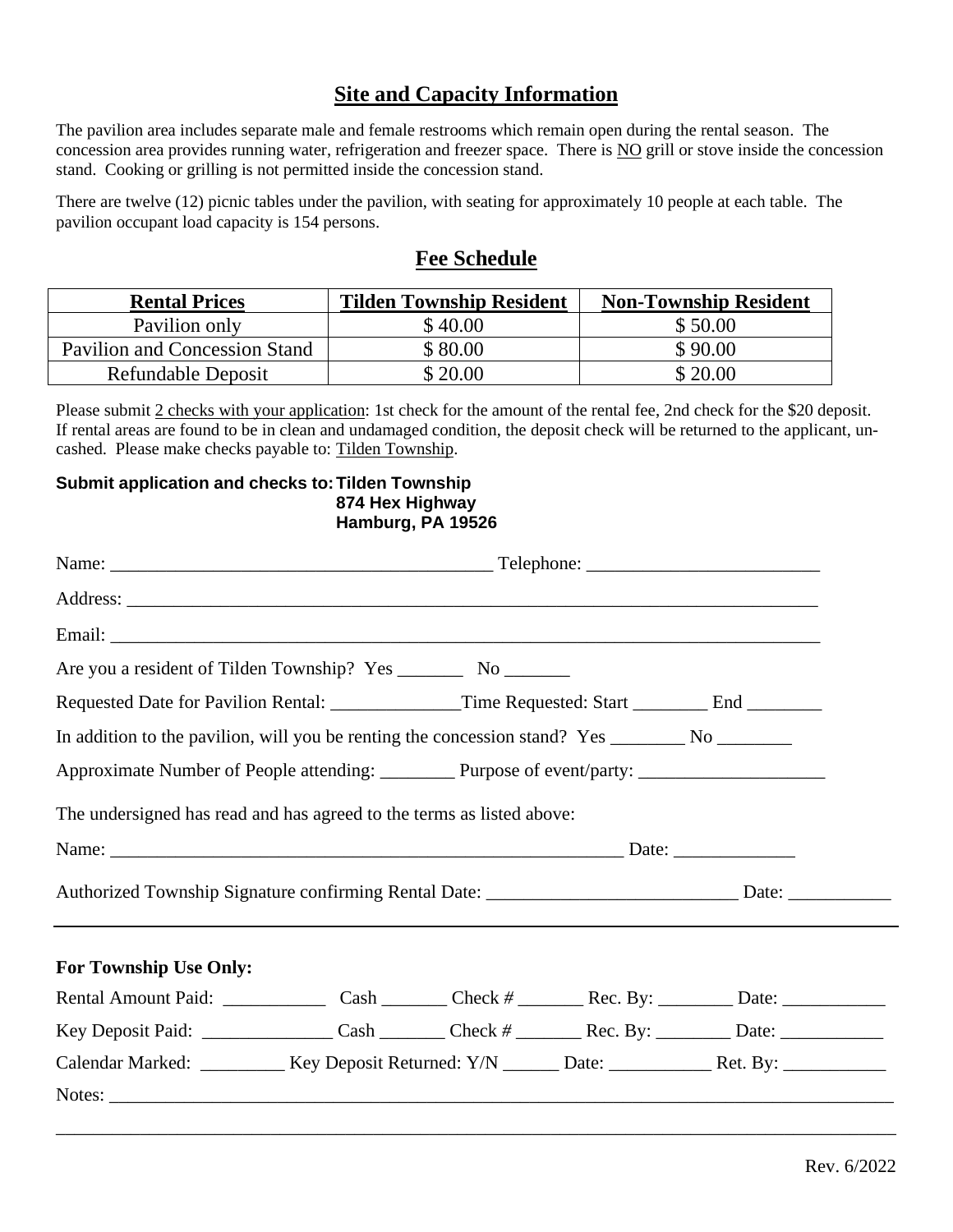## Site and Capacity Information

The pavilion area includes separate male and female restrooms which remain open during the rental season. The concession area provides running water, refrigeration and freezer space. There is NO grill or stove inside the concession stand. Cooking or grilling is not permitted inside the concession stand.

There are twelve (12) picnic tables under the pavilion, with seating for approximately 10 people at each table. The pavilion occupant load capacity is 154 persons.

## Fee Schedule

| Rental Prices | Tilden Township Resident | Non-Township Resident |
|---|---|---|
| Pavilion only | $ 40.00 | $ 50.00 |
| Pavilion and Concession Stand | $ 80.00 | $ 90.00 |
| Refundable Deposit | $ 20.00 | $ 20.00 |

Please submit 2 checks with your application: 1st check for the amount of the rental fee, 2nd check for the $20 deposit. If rental areas are found to be in clean and undamaged condition, the deposit check will be returned to the applicant, un-cashed. Please make checks payable to: Tilden Township.

**Submit application and checks to: Tilden Township**
**874 Hex Highway**
**Hamburg, PA 19526**

Name: __________________________________________ Telephone: _________________________

Address: ___________________________________________________________________________

Email: _____________________________________________________________________________

Are you a resident of Tilden Township? Yes _______ No _______

Requested Date for Pavilion Rental: ______________Time Requested: Start ________ End ________

In addition to the pavilion, will you be renting the concession stand? Yes ________ No ________

Approximate Number of People attending: ________ Purpose of event/party: ____________________

The undersigned has read and has agreed to the terms as listed above:

Name: _________________________________________________________ Date: _____________

Authorized Township Signature confirming Rental Date: ___________________________ Date: ___________

---

**For Township Use Only:**

Rental Amount Paid: ___________ Cash _______ Check # _______ Rec. By: ________ Date: ___________

Key Deposit Paid: ______________ Cash _______ Check # _______ Rec. By: ________ Date: ___________

Calendar Marked: _________ Key Deposit Returned: Y/N ______ Date: ___________ Ret. By: ___________

Notes: _____________________________________________________________________________

_____________________________________________________________________________________

Rev. 6/2022